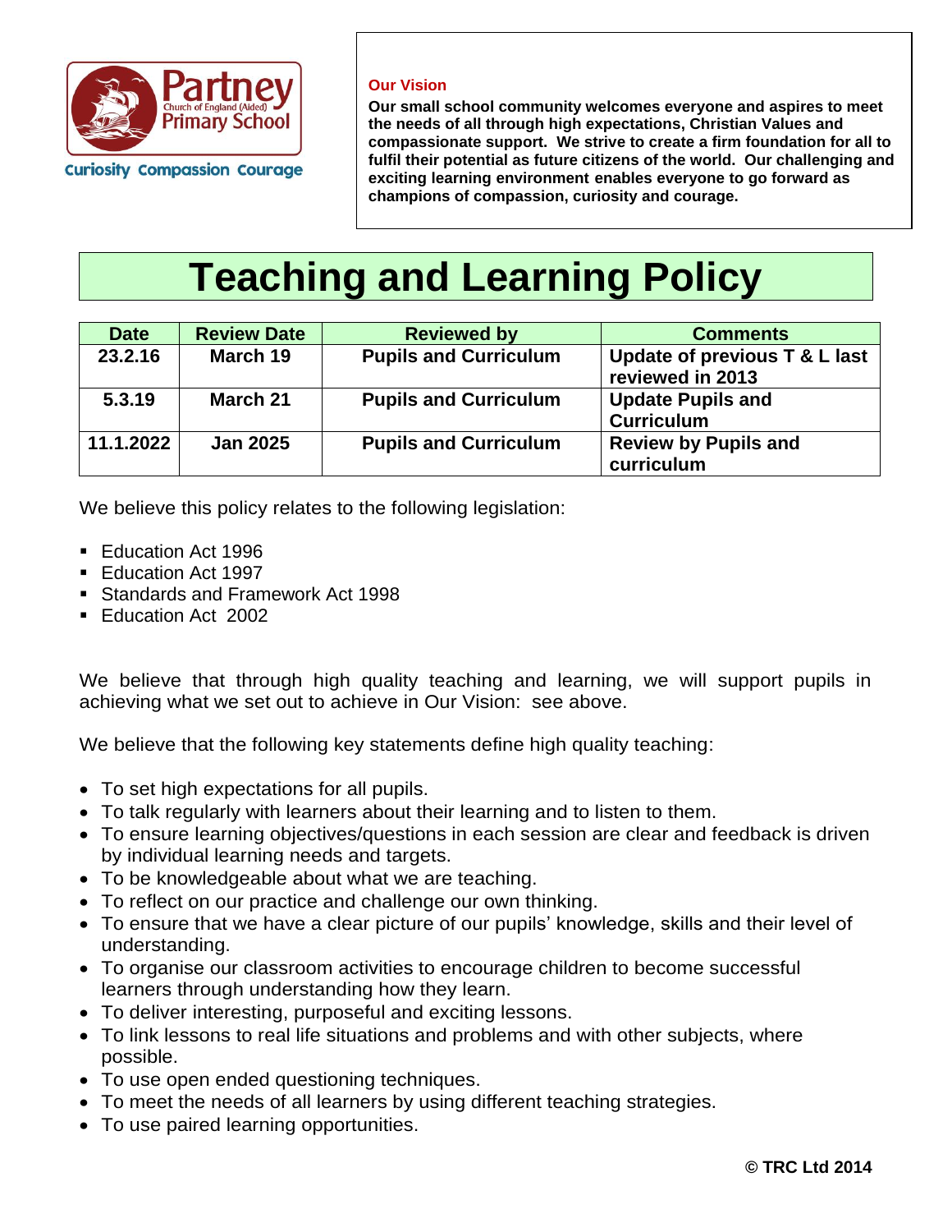Partney Church of England (Aided) Primary School

Curiosity Compassion Courage

**Our Vision**

**Our small school community welcomes everyone and aspires to meet the needs of all through high expectations, Christian Values and compassionate support. We strive to create a firm foundation for all to fulfil their potential as future citizens of the world. Our challenging and exciting learning environment enables everyone to go forward as champions of compassion, curiosity and courage.**

# Teaching and Learning Policy

| Date | Review Date | Reviewed by | Comments |
|---|---|---|---|
| 23.2.16 | March 19 | Pupils and Curriculum | Update of previous T & L last reviewed in 2013 |
| 5.3.19 | March 21 | Pupils and Curriculum | Update Pupils and Curriculum |
| 11.1.2022 | Jan 2025 | Pupils and Curriculum | Review by Pupils and curriculum |

We believe this policy relates to the following legislation:

- Education Act 1996
- Education Act 1997
- Standards and Framework Act 1998
- Education Act 2002

We believe that through high quality teaching and learning, we will support pupils in achieving what we set out to achieve in Our Vision: see above.

We believe that the following key statements define high quality teaching:

- To set high expectations for all pupils.
- To talk regularly with learners about their learning and to listen to them.
- To ensure learning objectives/questions in each session are clear and feedback is driven by individual learning needs and targets.
- To be knowledgeable about what we are teaching.
- To reflect on our practice and challenge our own thinking.
- To ensure that we have a clear picture of our pupils' knowledge, skills and their level of understanding.
- To organise our classroom activities to encourage children to become successful learners through understanding how they learn.
- To deliver interesting, purposeful and exciting lessons.
- To link lessons to real life situations and problems and with other subjects, where possible.
- To use open ended questioning techniques.
- To meet the needs of all learners by using different teaching strategies.
- To use paired learning opportunities.

**© TRC Ltd 2014**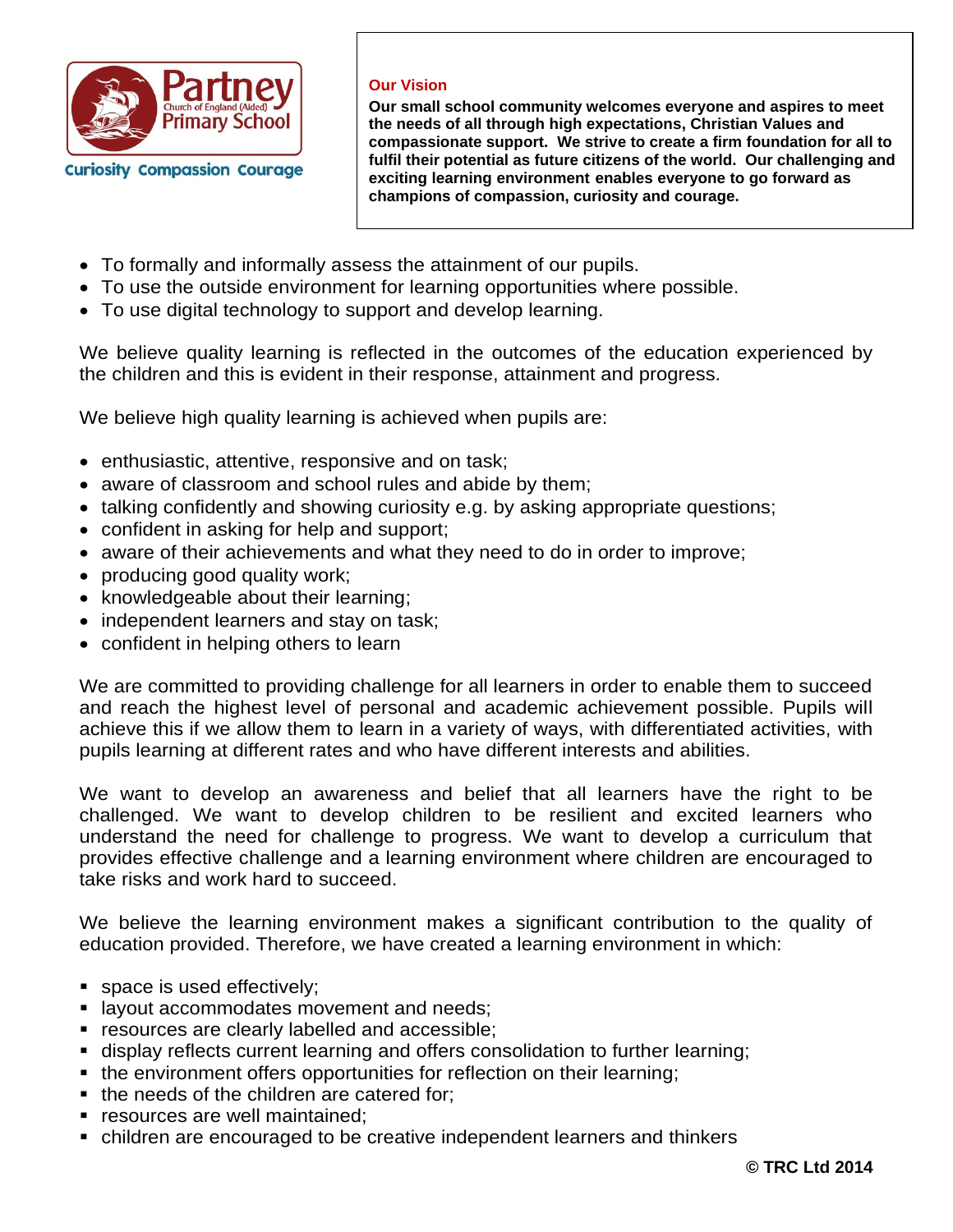Curiosity Compassion Courage

**Our Vision**

**Our small school community welcomes everyone and aspires to meet the needs of all through high expectations, Christian Values and compassionate support. We strive to create a firm foundation for all to fulfil their potential as future citizens of the world. Our challenging and exciting learning environment enables everyone to go forward as champions of compassion, curiosity and courage.**

- To formally and informally assess the attainment of our pupils.
- To use the outside environment for learning opportunities where possible.
- To use digital technology to support and develop learning.

We believe quality learning is reflected in the outcomes of the education experienced by the children and this is evident in their response, attainment and progress.

We believe high quality learning is achieved when pupils are:

- enthusiastic, attentive, responsive and on task;
- aware of classroom and school rules and abide by them;
- talking confidently and showing curiosity e.g. by asking appropriate questions;
- confident in asking for help and support;
- aware of their achievements and what they need to do in order to improve;
- producing good quality work;
- knowledgeable about their learning;
- independent learners and stay on task;
- confident in helping others to learn

We are committed to providing challenge for all learners in order to enable them to succeed and reach the highest level of personal and academic achievement possible. Pupils will achieve this if we allow them to learn in a variety of ways, with differentiated activities, with pupils learning at different rates and who have different interests and abilities.

We want to develop an awareness and belief that all learners have the right to be challenged. We want to develop children to be resilient and excited learners who understand the need for challenge to progress. We want to develop a curriculum that provides effective challenge and a learning environment where children are encouraged to take risks and work hard to succeed.

We believe the learning environment makes a significant contribution to the quality of education provided. Therefore, we have created a learning environment in which:

- space is used effectively;
- layout accommodates movement and needs;
- resources are clearly labelled and accessible;
- display reflects current learning and offers consolidation to further learning;
- the environment offers opportunities for reflection on their learning;
- the needs of the children are catered for;
- resources are well maintained;
- children are encouraged to be creative independent learners and thinkers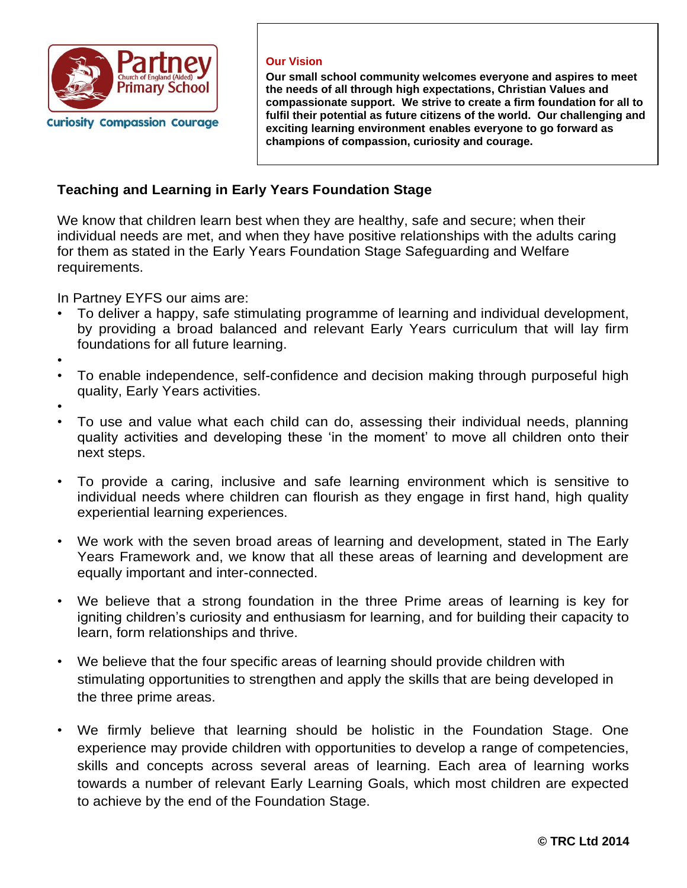Partney Church of England (Aided) Primary School

Curiosity Compassion Courage

**Our Vision**

**Our small school community welcomes everyone and aspires to meet the needs of all through high expectations, Christian Values and compassionate support. We strive to create a firm foundation for all to fulfil their potential as future citizens of the world. Our challenging and exciting learning environment enables everyone to go forward as champions of compassion, curiosity and courage.**

## Teaching and Learning in Early Years Foundation Stage

We know that children learn best when they are healthy, safe and secure; when their individual needs are met, and when they have positive relationships with the adults caring for them as stated in the Early Years Foundation Stage Safeguarding and Welfare requirements.

In Partney EYFS our aims are:

- To deliver a happy, safe stimulating programme of learning and individual development, by providing a broad balanced and relevant Early Years curriculum that will lay firm foundations for all future learning.
- To enable independence, self-confidence and decision making through purposeful high quality, Early Years activities.
- To use and value what each child can do, assessing their individual needs, planning quality activities and developing these 'in the moment' to move all children onto their next steps.
- To provide a caring, inclusive and safe learning environment which is sensitive to individual needs where children can flourish as they engage in first hand, high quality experiential learning experiences.
- We work with the seven broad areas of learning and development, stated in The Early Years Framework and, we know that all these areas of learning and development are equally important and inter-connected.
- We believe that a strong foundation in the three Prime areas of learning is key for igniting children's curiosity and enthusiasm for learning, and for building their capacity to learn, form relationships and thrive.
- We believe that the four specific areas of learning should provide children with stimulating opportunities to strengthen and apply the skills that are being developed in the three prime areas.
- We firmly believe that learning should be holistic in the Foundation Stage. One experience may provide children with opportunities to develop a range of competencies, skills and concepts across several areas of learning. Each area of learning works towards a number of relevant Early Learning Goals, which most children are expected to achieve by the end of the Foundation Stage.

**© TRC Ltd 2014**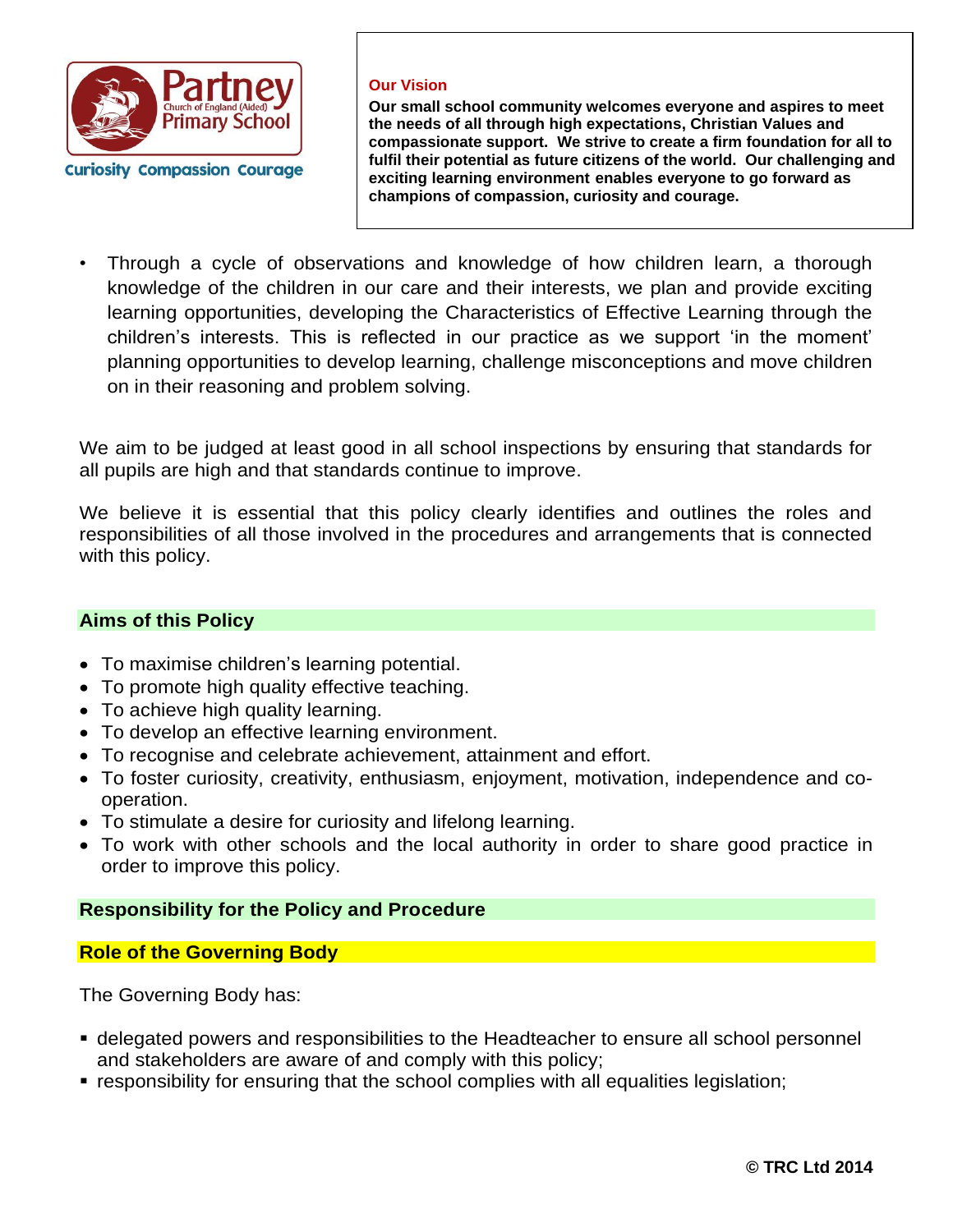**Our Vision**

**Our small school community welcomes everyone and aspires to meet the needs of all through high expectations, Christian Values and compassionate support. We strive to create a firm foundation for all to fulfil their potential as future citizens of the world. Our challenging and exciting learning environment enables everyone to go forward as champions of compassion, curiosity and courage.**

- Through a cycle of observations and knowledge of how children learn, a thorough knowledge of the children in our care and their interests, we plan and provide exciting learning opportunities, developing the Characteristics of Effective Learning through the children's interests. This is reflected in our practice as we support 'in the moment' planning opportunities to develop learning, challenge misconceptions and move children on in their reasoning and problem solving.

We aim to be judged at least good in all school inspections by ensuring that standards for all pupils are high and that standards continue to improve.

We believe it is essential that this policy clearly identifies and outlines the roles and responsibilities of all those involved in the procedures and arrangements that is connected with this policy.

## Aims of this Policy

- To maximise children's learning potential.
- To promote high quality effective teaching.
- To achieve high quality learning.
- To develop an effective learning environment.
- To recognise and celebrate achievement, attainment and effort.
- To foster curiosity, creativity, enthusiasm, enjoyment, motivation, independence and co-operation.
- To stimulate a desire for curiosity and lifelong learning.
- To work with other schools and the local authority in order to share good practice in order to improve this policy.

## Responsibility for the Policy and Procedure

### Role of the Governing Body

The Governing Body has:

- delegated powers and responsibilities to the Headteacher to ensure all school personnel and stakeholders are aware of and comply with this policy;
- responsibility for ensuring that the school complies with all equalities legislation;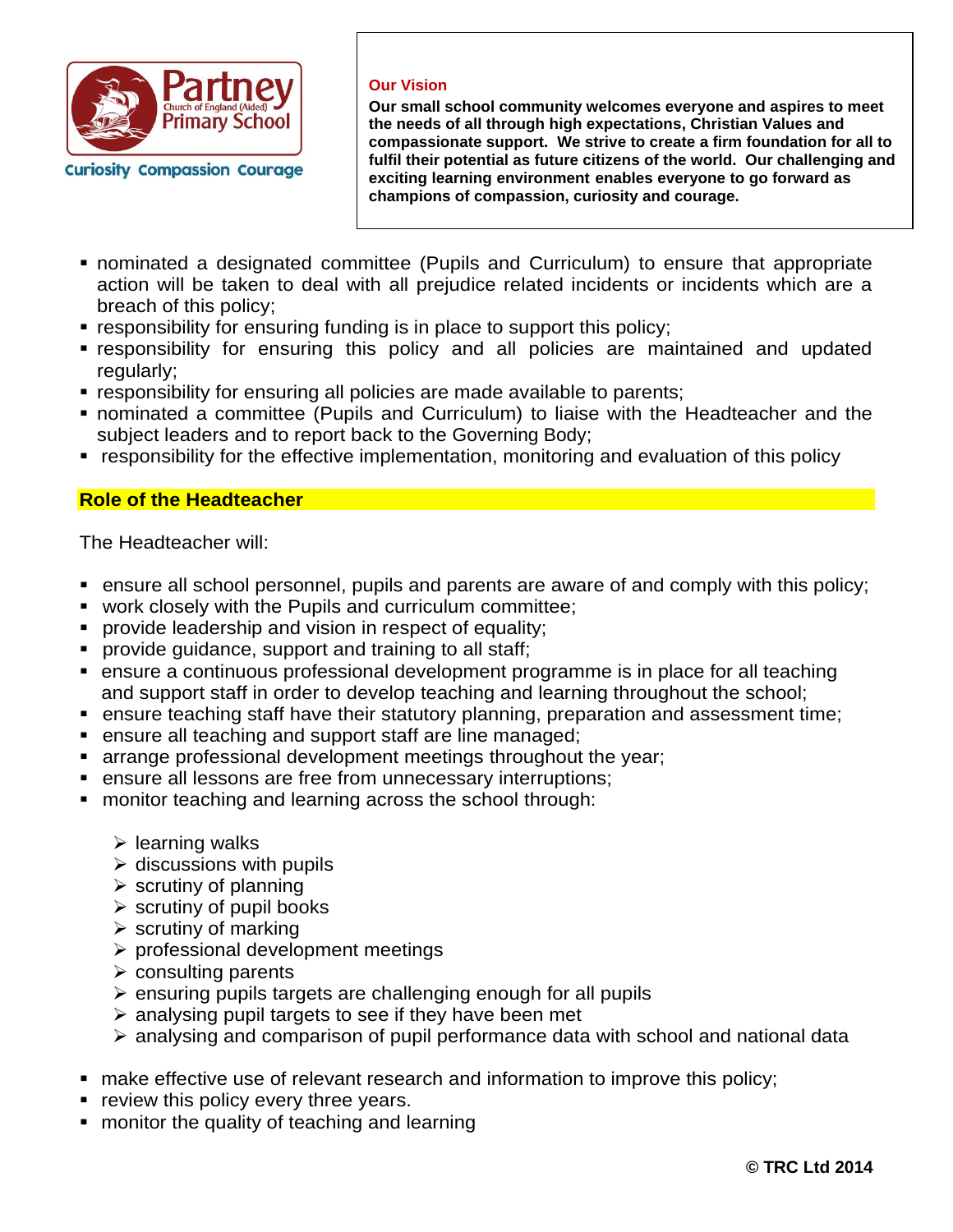- nominated a designated committee (Pupils and Curriculum) to ensure that appropriate action will be taken to deal with all prejudice related incidents or incidents which are a breach of this policy;
- responsibility for ensuring funding is in place to support this policy;
- responsibility for ensuring this policy and all policies are maintained and updated regularly;
- responsibility for ensuring all policies are made available to parents;
- nominated a committee (Pupils and Curriculum) to liaise with the Headteacher and the subject leaders and to report back to the Governing Body;
- responsibility for the effective implementation, monitoring and evaluation of this policy

## Role of the Headteacher

The Headteacher will:

- ensure all school personnel, pupils and parents are aware of and comply with this policy;
- work closely with the Pupils and curriculum committee;
- provide leadership and vision in respect of equality;
- provide guidance, support and training to all staff;
- ensure a continuous professional development programme is in place for all teaching and support staff in order to develop teaching and learning throughout the school;
- ensure teaching staff have their statutory planning, preparation and assessment time;
- ensure all teaching and support staff are line managed;
- arrange professional development meetings throughout the year;
- ensure all lessons are free from unnecessary interruptions;
- monitor teaching and learning across the school through:
  - learning walks
  - discussions with pupils
  - scrutiny of planning
  - scrutiny of pupil books
  - scrutiny of marking
  - professional development meetings
  - consulting parents
  - ensuring pupils targets are challenging enough for all pupils
  - analysing pupil targets to see if they have been met
  - analysing and comparison of pupil performance data with school and national data
- make effective use of relevant research and information to improve this policy;
- review this policy every three years.
- monitor the quality of teaching and learning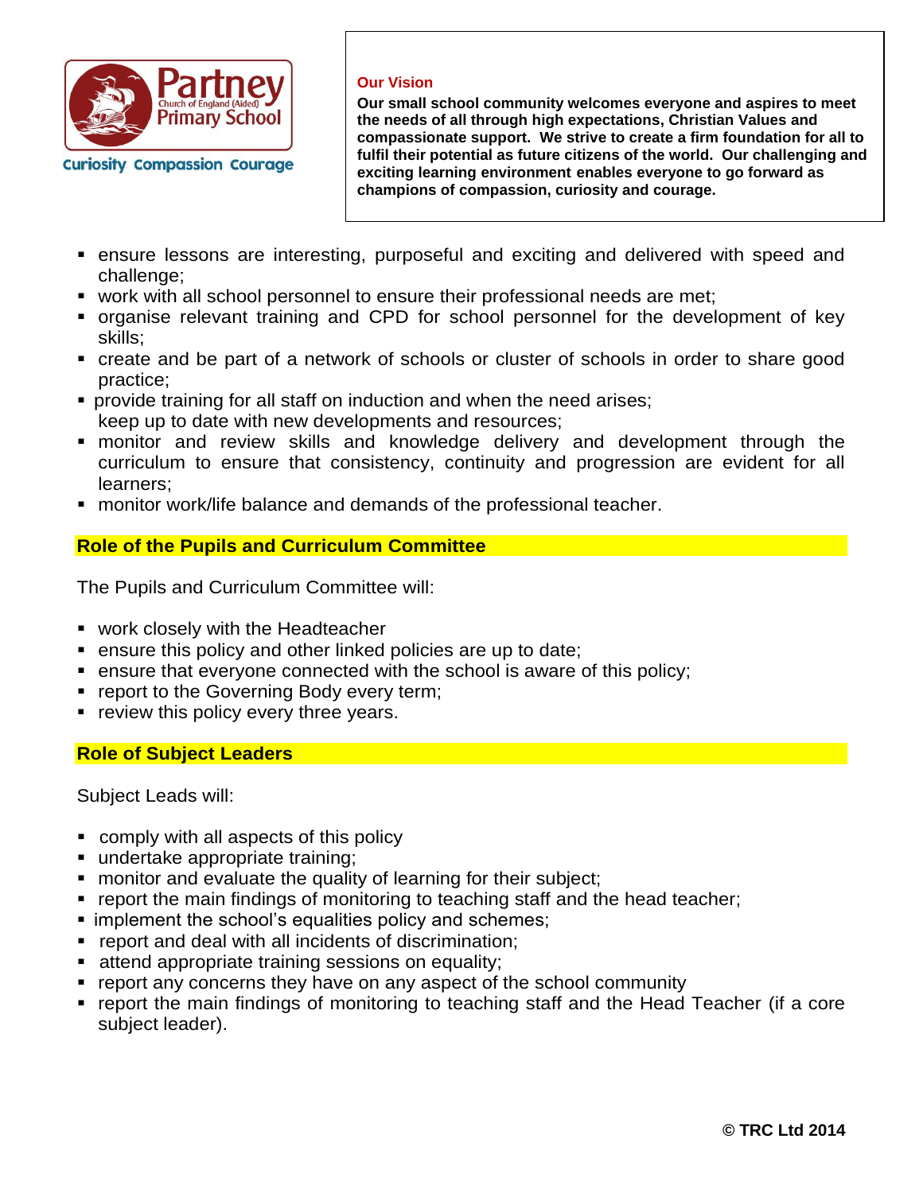- ensure lessons are interesting, purposeful and exciting and delivered with speed and challenge;
- work with all school personnel to ensure their professional needs are met;
- organise relevant training and CPD for school personnel for the development of key skills;
- create and be part of a network of schools or cluster of schools in order to share good practice;
- provide training for all staff on induction and when the need arises;
  keep up to date with new developments and resources;
- monitor and review skills and knowledge delivery and development through the curriculum to ensure that consistency, continuity and progression are evident for all learners;
- monitor work/life balance and demands of the professional teacher.

## Role of the Pupils and Curriculum Committee

The Pupils and Curriculum Committee will:

- work closely with the Headteacher
- ensure this policy and other linked policies are up to date;
- ensure that everyone connected with the school is aware of this policy;
- report to the Governing Body every term;
- review this policy every three years.

## Role of Subject Leaders

Subject Leads will:

- comply with all aspects of this policy
- undertake appropriate training;
- monitor and evaluate the quality of learning for their subject;
- report the main findings of monitoring to teaching staff and the head teacher;
- implement the school's equalities policy and schemes;
- report and deal with all incidents of discrimination;
- attend appropriate training sessions on equality;
- report any concerns they have on any aspect of the school community
- report the main findings of monitoring to teaching staff and the Head Teacher (if a core subject leader).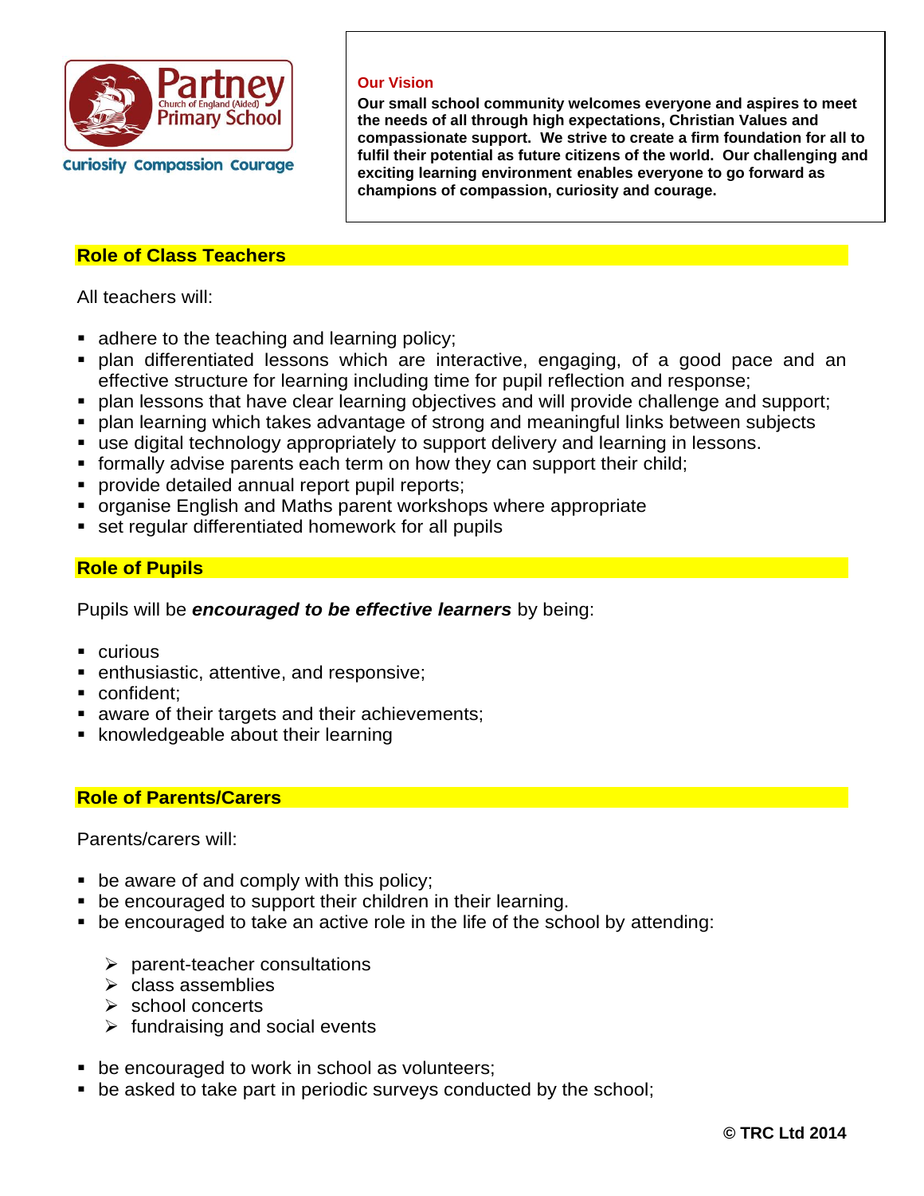**Our Vision**

**Our small school community welcomes everyone and aspires to meet the needs of all through high expectations, Christian Values and compassionate support. We strive to create a firm foundation for all to fulfil their potential as future citizens of the world. Our challenging and exciting learning environment enables everyone to go forward as champions of compassion, curiosity and courage.**

## Role of Class Teachers

All teachers will:

- adhere to the teaching and learning policy;
- plan differentiated lessons which are interactive, engaging, of a good pace and an effective structure for learning including time for pupil reflection and response;
- plan lessons that have clear learning objectives and will provide challenge and support;
- plan learning which takes advantage of strong and meaningful links between subjects
- use digital technology appropriately to support delivery and learning in lessons.
- formally advise parents each term on how they can support their child;
- provide detailed annual report pupil reports;
- organise English and Maths parent workshops where appropriate
- set regular differentiated homework for all pupils

## Role of Pupils

Pupils will be ***encouraged to be effective learners*** by being:

- curious
- enthusiastic, attentive, and responsive;
- confident;
- aware of their targets and their achievements;
- knowledgeable about their learning

## Role of Parents/Carers

Parents/carers will:

- be aware of and comply with this policy;
- be encouraged to support their children in their learning.
- be encouraged to take an active role in the life of the school by attending:
  - parent-teacher consultations
  - class assemblies
  - school concerts
  - fundraising and social events
- be encouraged to work in school as volunteers;
- be asked to take part in periodic surveys conducted by the school;

**© TRC Ltd 2014**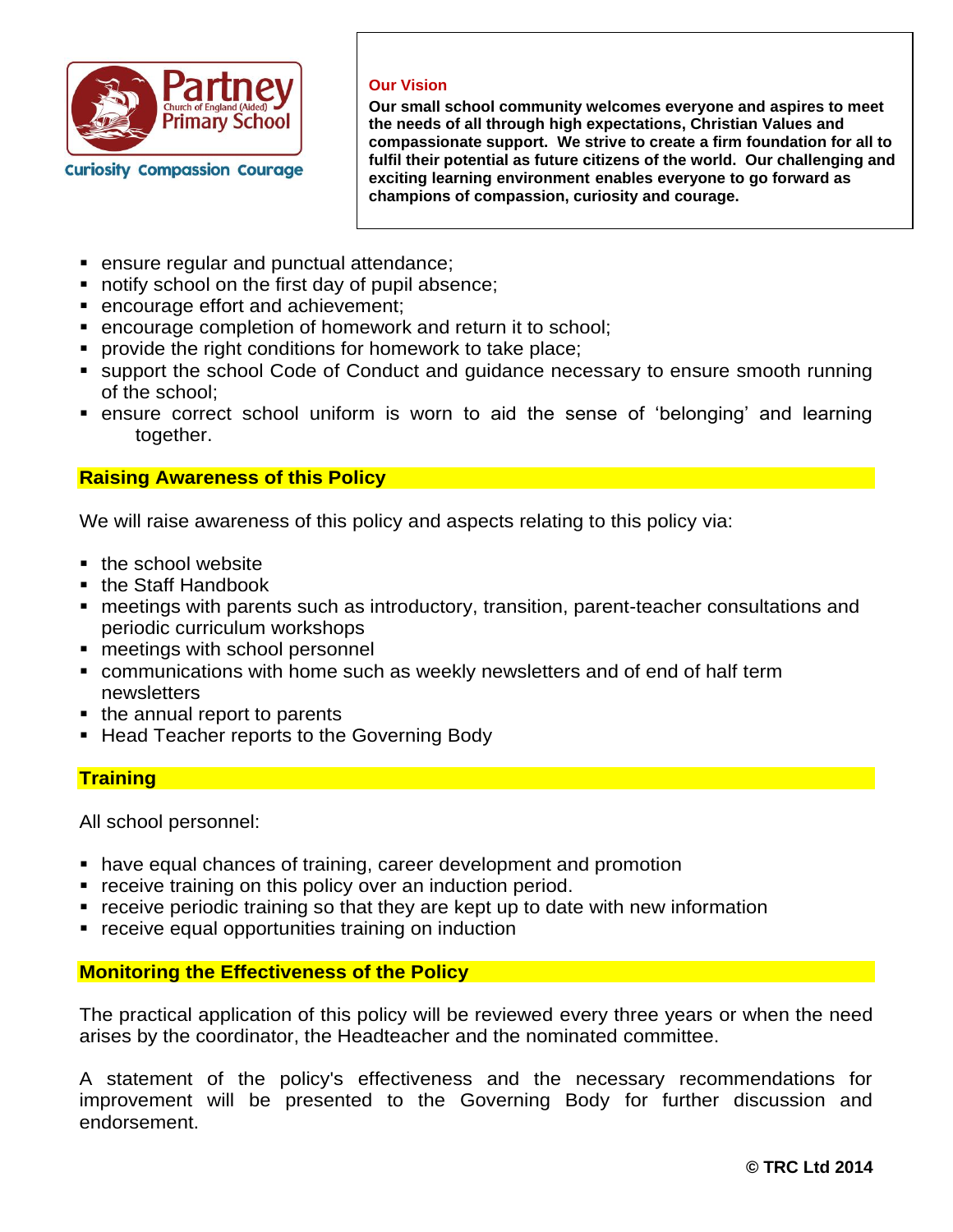- ensure regular and punctual attendance;
- notify school on the first day of pupil absence;
- encourage effort and achievement;
- encourage completion of homework and return it to school;
- provide the right conditions for homework to take place;
- support the school Code of Conduct and guidance necessary to ensure smooth running of the school;
- ensure correct school uniform is worn to aid the sense of 'belonging' and learning together.

## Raising Awareness of this Policy

We will raise awareness of this policy and aspects relating to this policy via:

- the school website
- the Staff Handbook
- meetings with parents such as introductory, transition, parent-teacher consultations and periodic curriculum workshops
- meetings with school personnel
- communications with home such as weekly newsletters and of end of half term newsletters
- the annual report to parents
- Head Teacher reports to the Governing Body

## Training

All school personnel:

- have equal chances of training, career development and promotion
- receive training on this policy over an induction period.
- receive periodic training so that they are kept up to date with new information
- receive equal opportunities training on induction

## Monitoring the Effectiveness of the Policy

The practical application of this policy will be reviewed every three years or when the need arises by the coordinator, the Headteacher and the nominated committee.

A statement of the policy's effectiveness and the necessary recommendations for improvement will be presented to the Governing Body for further discussion and endorsement.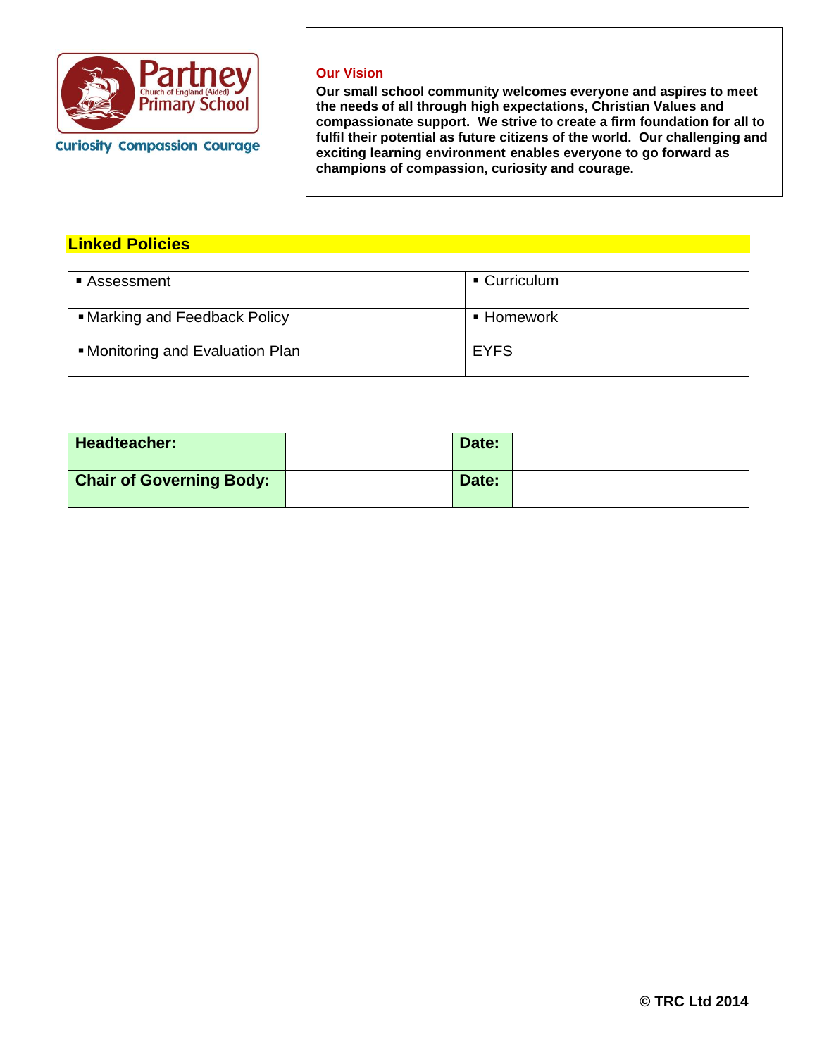Partney Church of England (Aided) Primary School

Curiosity Compassion Courage

**Our Vision**

**Our small school community welcomes everyone and aspires to meet the needs of all through high expectations, Christian Values and compassionate support. We strive to create a firm foundation for all to fulfil their potential as future citizens of the world. Our challenging and exciting learning environment enables everyone to go forward as champions of compassion, curiosity and courage.**

## Linked Policies

| | |
|---|---|
| ▪ Assessment | ▪ Curriculum |
| ▪ Marking and Feedback Policy | ▪ Homework |
| ▪ Monitoring and Evaluation Plan | EYFS |

| | | | |
|---|---|---|---|
| **Headteacher:** | | **Date:** | |
| **Chair of Governing Body:** | | **Date:** | |

**© TRC Ltd 2014**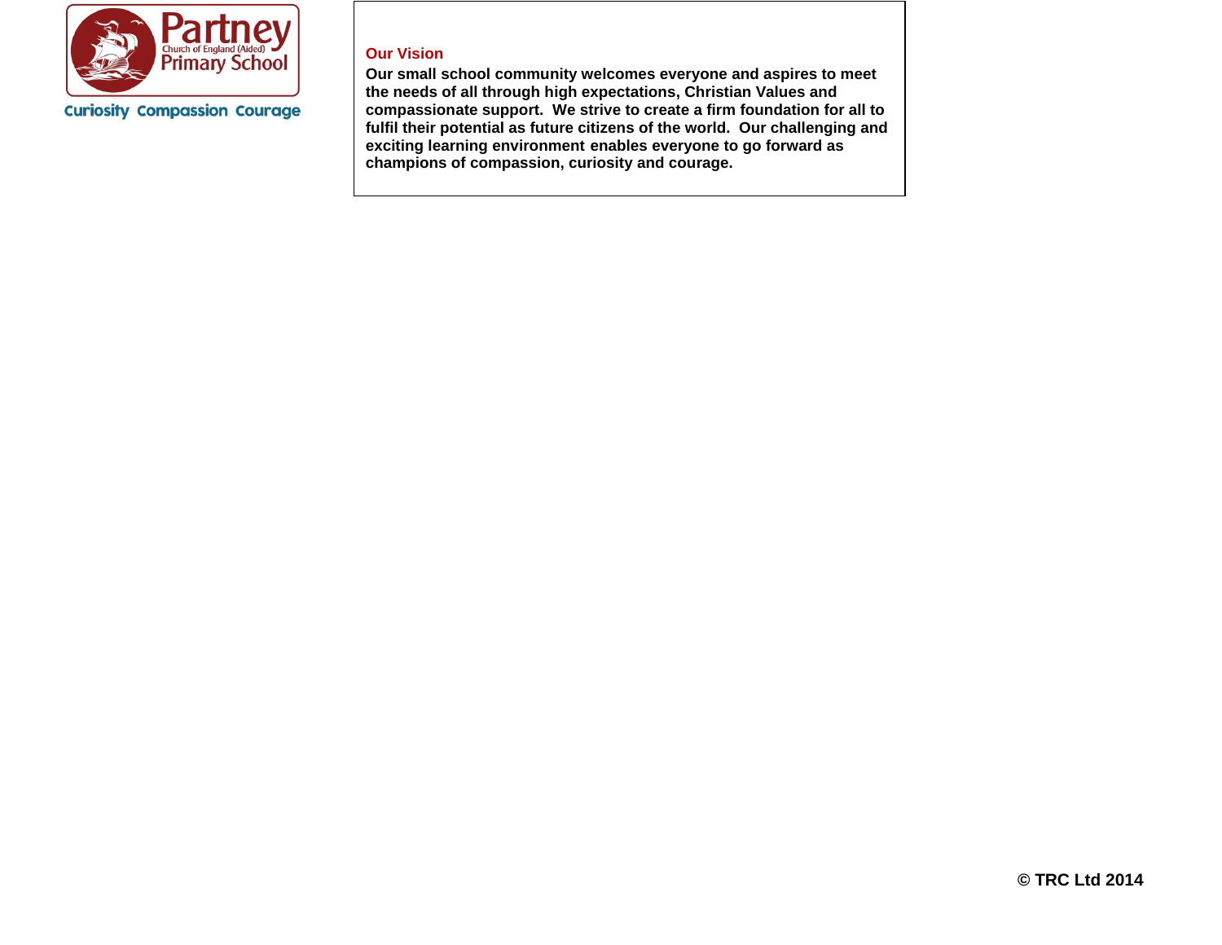Partney Church of England (Aided) Primary School

Curiosity Compassion Courage

**Our Vision**

**Our small school community welcomes everyone and aspires to meet the needs of all through high expectations, Christian Values and compassionate support. We strive to create a firm foundation for all to fulfil their potential as future citizens of the world. Our challenging and exciting learning environment enables everyone to go forward as champions of compassion, curiosity and courage.**

**© TRC Ltd 2014**